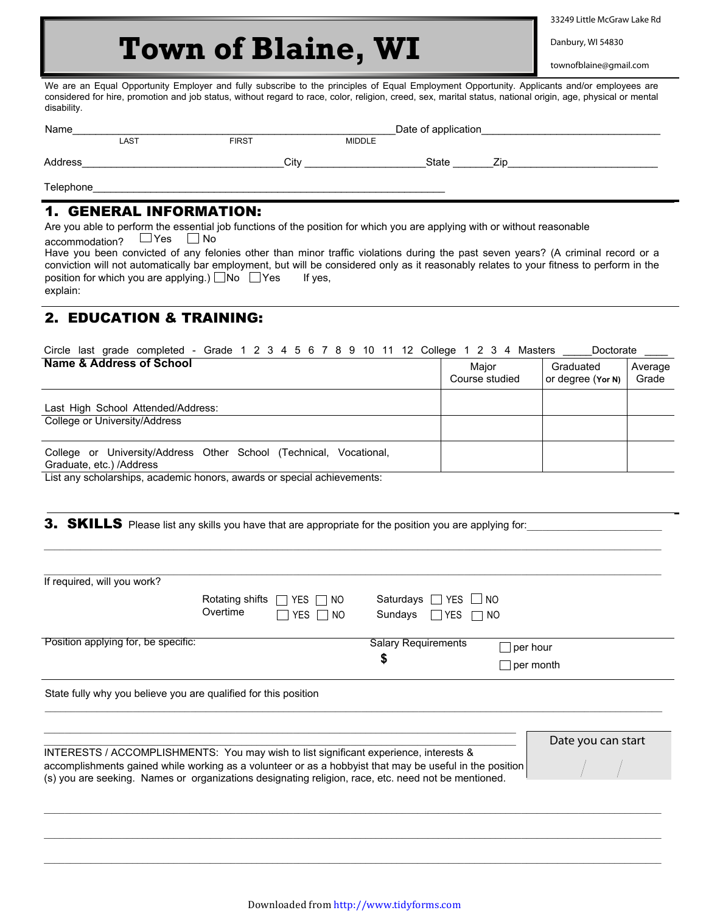# Town of Blaine, WI

33249 Little McGraw Lake Rd

Danbury, WI 54830

townofblaine@gmail.com

We are an Equal Opportunity Employer and fully subscribe to the principles of Equal Employment Opportunity. Applicants and/or employees are considered for hire, promotion and job status, without regard to race, color, religion, creed, sex, marital status, national origin, age, physical or mental disability.

Name________________________________________________________Date of application_______________________________
LAST FIRST MIDDLE

Address___________________________________City _____________________State _______Zip__________________________

Telephone______________________________________________________________

## 1. GENERAL INFORMATION:

Are you able to perform the essential job functions of the position for which you are applying with or without reasonable accommodation? ☐ Yes ☐ No

Have you been convicted of any felonies other than minor traffic violations during the past seven years? (A criminal record or a conviction will not automatically bar employment, but will be considered only as it reasonably relates to your fitness to perform in the position for which you are applying.) ☐ No ☐ Yes If yes, explain:

## 2. EDUCATION & TRAINING:

Circle last grade completed - Grade 1 2 3 4 5 6 7 8 9 10 11 12 College 1 2 3 4 Masters _____Doctorate ____

| Name & Address of School | Major Course studied | Graduated or degree (Y or N) | Average Grade |
|---|---|---|---|
| Last High School Attended/Address: | | | |
| College or University/Address | | | |
| College or University/Address Other School (Technical, Vocational, Graduate, etc.) /Address | | | |

List any scholarships, academic honors, awards or special achievements:

## 3. SKILLS

Please list any skills you have that are appropriate for the position you are applying for:_______________________

If required, will you work?

Rotating shifts ☐ YES ☐ NO Saturdays ☐ YES ☐ NO

Overtime ☐ YES ☐ NO Sundays ☐ YES ☐ NO

Position applying for, be specific:

Salary Requirements $ ☐ per hour ☐ per month

State fully why you believe you are qualified for this position

Date you can start / /

INTERESTS / ACCOMPLISHMENTS: You may wish to list significant experience, interests & accomplishments gained while working as a volunteer or as a hobbyist that may be useful in the position (s) you are seeking. Names or organizations designating religion, race, etc. need not be mentioned.

Downloaded from http://www.tidyforms.com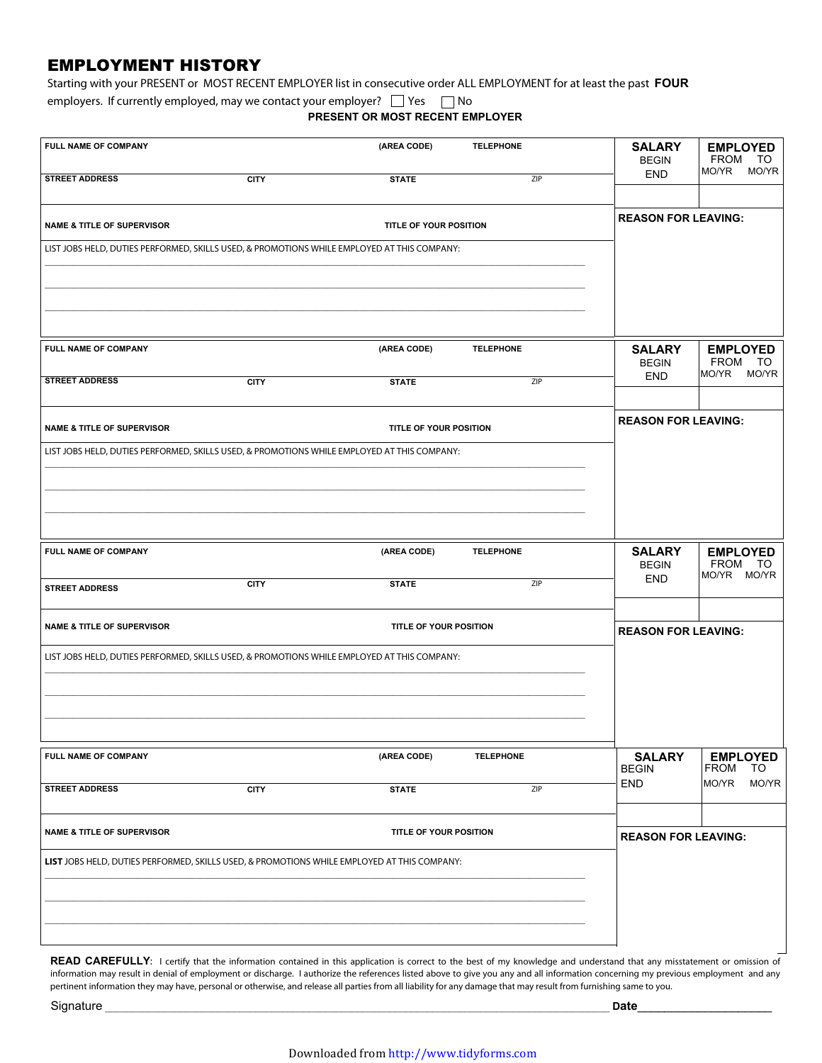## EMPLOYMENT HISTORY

Starting with your PRESENT or MOST RECENT EMPLOYER list in consecutive order ALL EMPLOYMENT for at least the past **FOUR** employers. If currently employed, may we contact your employer? ☐ Yes ☐ No

**PRESENT OR MOST RECENT EMPLOYER**

| | | | | | | |
|---|---|---|---|---|---|---|
| **FULL NAME OF COMPANY** | | **(AREA CODE)** | **TELEPHONE** | | **SALARY** BEGIN END | **EMPLOYED** FROM TO MO/YR MO/YR |
| **STREET ADDRESS** | **CITY** | **STATE** | **ZIP** | | | |
| **NAME & TITLE OF SUPERVISOR** | | **TITLE OF YOUR POSITION** | | | **REASON FOR LEAVING:** | |
| LIST JOBS HELD, DUTIES PERFORMED, SKILLS USED, & PROMOTIONS WHILE EMPLOYED AT THIS COMPANY: | | | | | | |

| | | | | | | |
|---|---|---|---|---|---|---|
| **FULL NAME OF COMPANY** | | **(AREA CODE)** | **TELEPHONE** | | **SALARY** BEGIN END | **EMPLOYED** FROM TO MO/YR MO/YR |
| **STREET ADDRESS** | **CITY** | **STATE** | **ZIP** | | | |
| **NAME & TITLE OF SUPERVISOR** | | **TITLE OF YOUR POSITION** | | | **REASON FOR LEAVING:** | |
| LIST JOBS HELD, DUTIES PERFORMED, SKILLS USED, & PROMOTIONS WHILE EMPLOYED AT THIS COMPANY: | | | | | | |

| | | | | | | |
|---|---|---|---|---|---|---|
| **FULL NAME OF COMPANY** | | **(AREA CODE)** | **TELEPHONE** | | **SALARY** BEGIN END | **EMPLOYED** FROM TO MO/YR MO/YR |
| **STREET ADDRESS** | **CITY** | **STATE** | **ZIP** | | | |
| **NAME & TITLE OF SUPERVISOR** | | **TITLE OF YOUR POSITION** | | | **REASON FOR LEAVING:** | |
| LIST JOBS HELD, DUTIES PERFORMED, SKILLS USED, & PROMOTIONS WHILE EMPLOYED AT THIS COMPANY: | | | | | | |

| | | | | | | |
|---|---|---|---|---|---|---|
| **FULL NAME OF COMPANY** | | **(AREA CODE)** | **TELEPHONE** | | **SALARY** BEGIN END | **EMPLOYED** FROM TO MO/YR MO/YR |
| **STREET ADDRESS** | **CITY** | **STATE** | **ZIP** | | | |
| **NAME & TITLE OF SUPERVISOR** | | **TITLE OF YOUR POSITION** | | | **REASON FOR LEAVING:** | |
| **LIST** JOBS HELD, DUTIES PERFORMED, SKILLS USED, & PROMOTIONS WHILE EMPLOYED AT THIS COMPANY: | | | | | | |

**READ CAREFULLY**: I certify that the information contained in this application is correct to the best of my knowledge and understand that any misstatement or omission of information may result in denial of employment or discharge. I authorize the references listed above to give you any and all information concerning my previous employment and any pertinent information they may have, personal or otherwise, and release all parties from all liability for any damage that may result from furnishing same to you.

Signature ______________________________________________ **Date**____________________

Downloaded from http://www.tidyforms.com